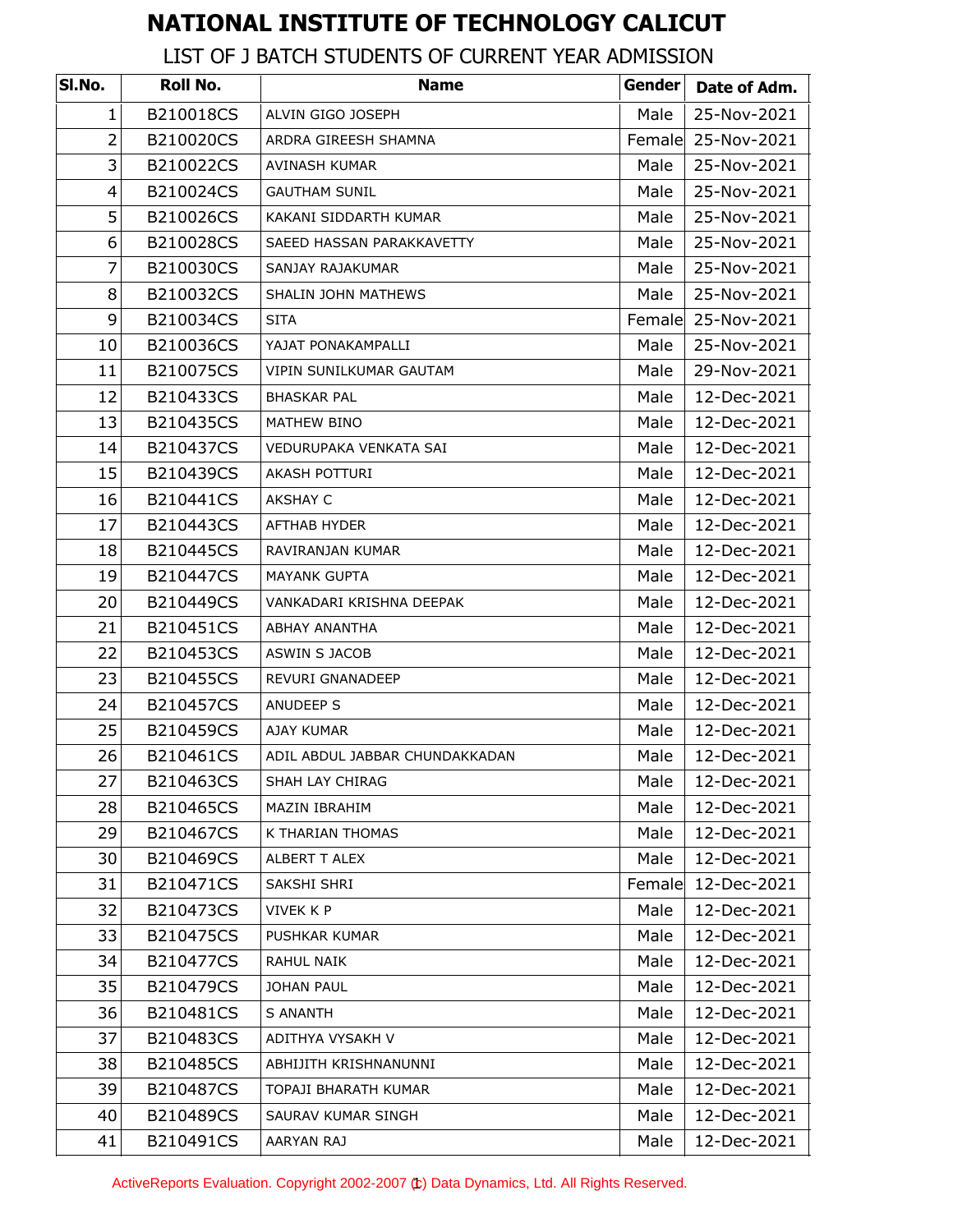# NATIONAL INSTITUTE OF TECHNOLOGY CALICUT

## LIST OF J BATCH STUDENTS OF CURRENT YEAR ADMISSION

| Sl.No. | Roll No. | Name | Gender | Date of Adm. |
|---|---|---|---|---|
| 1 | B210018CS | ALVIN GIGO JOSEPH | Male | 25-Nov-2021 |
| 2 | B210020CS | ARDRA GIREESH SHAMNA | Female | 25-Nov-2021 |
| 3 | B210022CS | AVINASH KUMAR | Male | 25-Nov-2021 |
| 4 | B210024CS | GAUTHAM SUNIL | Male | 25-Nov-2021 |
| 5 | B210026CS | KAKANI SIDDARTH KUMAR | Male | 25-Nov-2021 |
| 6 | B210028CS | SAEED HASSAN PARAKKAVETTY | Male | 25-Nov-2021 |
| 7 | B210030CS | SANJAY RAJAKUMAR | Male | 25-Nov-2021 |
| 8 | B210032CS | SHALIN JOHN MATHEWS | Male | 25-Nov-2021 |
| 9 | B210034CS | SITA | Female | 25-Nov-2021 |
| 10 | B210036CS | YAJAT PONAKAMPALLI | Male | 25-Nov-2021 |
| 11 | B210075CS | VIPIN SUNILKUMAR GAUTAM | Male | 29-Nov-2021 |
| 12 | B210433CS | BHASKAR PAL | Male | 12-Dec-2021 |
| 13 | B210435CS | MATHEW BINO | Male | 12-Dec-2021 |
| 14 | B210437CS | VEDURUPAKA VENKATA SAI | Male | 12-Dec-2021 |
| 15 | B210439CS | AKASH POTTURI | Male | 12-Dec-2021 |
| 16 | B210441CS | AKSHAY C | Male | 12-Dec-2021 |
| 17 | B210443CS | AFTHAB HYDER | Male | 12-Dec-2021 |
| 18 | B210445CS | RAVIRANJAN KUMAR | Male | 12-Dec-2021 |
| 19 | B210447CS | MAYANK GUPTA | Male | 12-Dec-2021 |
| 20 | B210449CS | VANKADARI KRISHNA DEEPAK | Male | 12-Dec-2021 |
| 21 | B210451CS | ABHAY ANANTHA | Male | 12-Dec-2021 |
| 22 | B210453CS | ASWIN S JACOB | Male | 12-Dec-2021 |
| 23 | B210455CS | REVURI GNANADEEP | Male | 12-Dec-2021 |
| 24 | B210457CS | ANUDEEP S | Male | 12-Dec-2021 |
| 25 | B210459CS | AJAY KUMAR | Male | 12-Dec-2021 |
| 26 | B210461CS | ADIL ABDUL JABBAR CHUNDAKKADAN | Male | 12-Dec-2021 |
| 27 | B210463CS | SHAH LAY CHIRAG | Male | 12-Dec-2021 |
| 28 | B210465CS | MAZIN IBRAHIM | Male | 12-Dec-2021 |
| 29 | B210467CS | K THARIAN THOMAS | Male | 12-Dec-2021 |
| 30 | B210469CS | ALBERT T ALEX | Male | 12-Dec-2021 |
| 31 | B210471CS | SAKSHI SHRI | Female | 12-Dec-2021 |
| 32 | B210473CS | VIVEK K P | Male | 12-Dec-2021 |
| 33 | B210475CS | PUSHKAR KUMAR | Male | 12-Dec-2021 |
| 34 | B210477CS | RAHUL NAIK | Male | 12-Dec-2021 |
| 35 | B210479CS | JOHAN PAUL | Male | 12-Dec-2021 |
| 36 | B210481CS | S ANANTH | Male | 12-Dec-2021 |
| 37 | B210483CS | ADITHYA VYSAKH V | Male | 12-Dec-2021 |
| 38 | B210485CS | ABHIJITH KRISHNANUNNI | Male | 12-Dec-2021 |
| 39 | B210487CS | TOPAJI BHARATH KUMAR | Male | 12-Dec-2021 |
| 40 | B210489CS | SAURAV KUMAR SINGH | Male | 12-Dec-2021 |
| 41 | B210491CS | AARYAN RAJ | Male | 12-Dec-2021 |

ActiveReports Evaluation. Copyright 2002-2007 (c) Data Dynamics, Ltd. All Rights Reserved.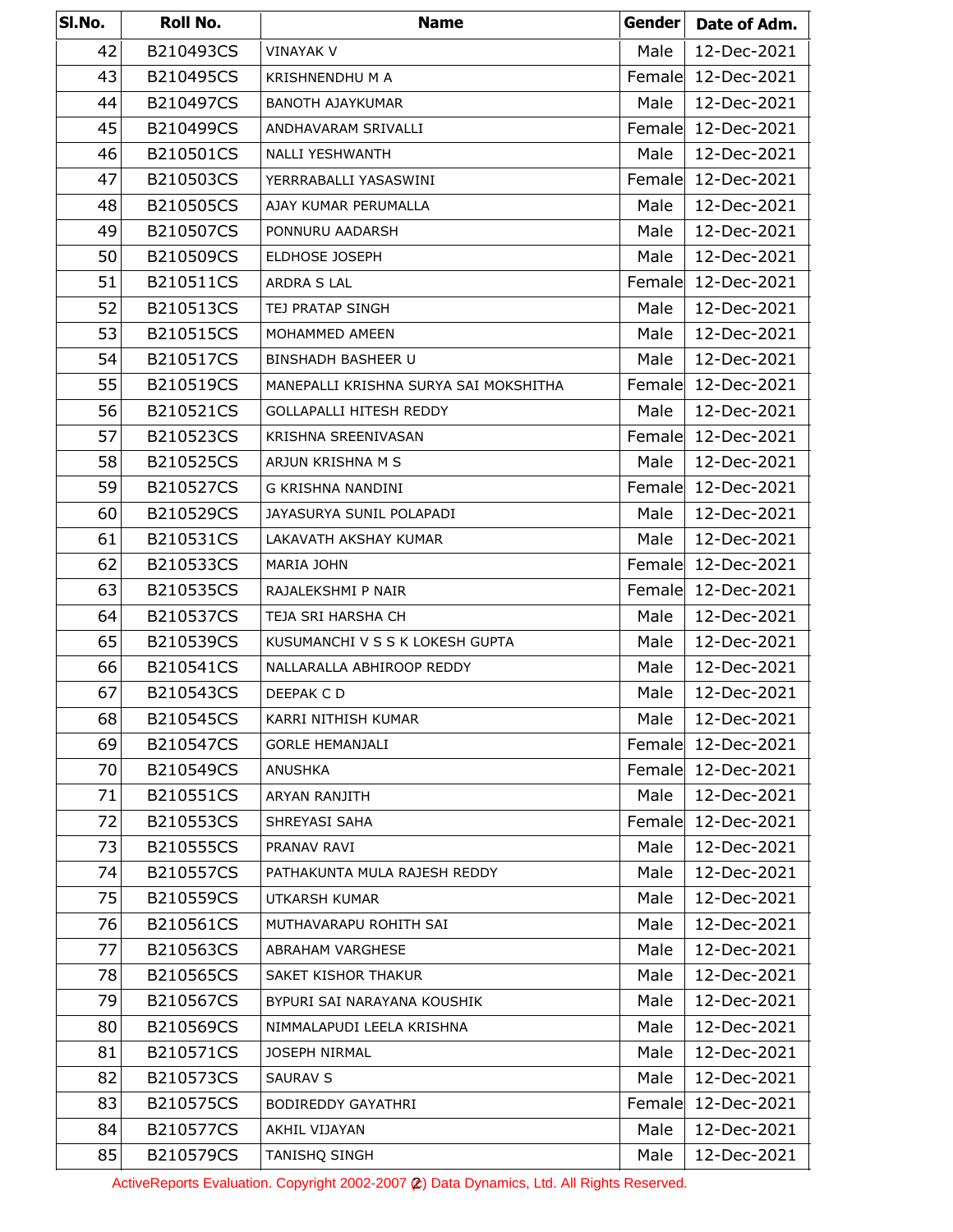| Sl.No. | Roll No. | Name | Gender | Date of Adm. |
|---|---|---|---|---|
| 42 | B210493CS | VINAYAK V | Male | 12-Dec-2021 |
| 43 | B210495CS | KRISHNENDHU M A | Female | 12-Dec-2021 |
| 44 | B210497CS | BANOTH AJAYKUMAR | Male | 12-Dec-2021 |
| 45 | B210499CS | ANDHAVARAM SRIVALLI | Female | 12-Dec-2021 |
| 46 | B210501CS | NALLI YESHWANTH | Male | 12-Dec-2021 |
| 47 | B210503CS | YERRRABALLI YASASWINI | Female | 12-Dec-2021 |
| 48 | B210505CS | AJAY KUMAR PERUMALLA | Male | 12-Dec-2021 |
| 49 | B210507CS | PONNURU AADARSH | Male | 12-Dec-2021 |
| 50 | B210509CS | ELDHOSE JOSEPH | Male | 12-Dec-2021 |
| 51 | B210511CS | ARDRA S LAL | Female | 12-Dec-2021 |
| 52 | B210513CS | TEJ PRATAP SINGH | Male | 12-Dec-2021 |
| 53 | B210515CS | MOHAMMED AMEEN | Male | 12-Dec-2021 |
| 54 | B210517CS | BINSHADH BASHEER U | Male | 12-Dec-2021 |
| 55 | B210519CS | MANEPALLI KRISHNA SURYA SAI MOKSHITHA | Female | 12-Dec-2021 |
| 56 | B210521CS | GOLLAPALLI HITESH REDDY | Male | 12-Dec-2021 |
| 57 | B210523CS | KRISHNA SREENIVASAN | Female | 12-Dec-2021 |
| 58 | B210525CS | ARJUN KRISHNA M S | Male | 12-Dec-2021 |
| 59 | B210527CS | G KRISHNA NANDINI | Female | 12-Dec-2021 |
| 60 | B210529CS | JAYASURYA SUNIL POLAPADI | Male | 12-Dec-2021 |
| 61 | B210531CS | LAKAVATH AKSHAY KUMAR | Male | 12-Dec-2021 |
| 62 | B210533CS | MARIA JOHN | Female | 12-Dec-2021 |
| 63 | B210535CS | RAJALEKSHMI P NAIR | Female | 12-Dec-2021 |
| 64 | B210537CS | TEJA SRI HARSHA CH | Male | 12-Dec-2021 |
| 65 | B210539CS | KUSUMANCHI V S S K LOKESH GUPTA | Male | 12-Dec-2021 |
| 66 | B210541CS | NALLARALLA ABHIROOP REDDY | Male | 12-Dec-2021 |
| 67 | B210543CS | DEEPAK C D | Male | 12-Dec-2021 |
| 68 | B210545CS | KARRI NITHISH KUMAR | Male | 12-Dec-2021 |
| 69 | B210547CS | GORLE HEMANJALI | Female | 12-Dec-2021 |
| 70 | B210549CS | ANUSHKA | Female | 12-Dec-2021 |
| 71 | B210551CS | ARYAN RANJITH | Male | 12-Dec-2021 |
| 72 | B210553CS | SHREYASI SAHA | Female | 12-Dec-2021 |
| 73 | B210555CS | PRANAV RAVI | Male | 12-Dec-2021 |
| 74 | B210557CS | PATHAKUNTA MULA RAJESH REDDY | Male | 12-Dec-2021 |
| 75 | B210559CS | UTKARSH KUMAR | Male | 12-Dec-2021 |
| 76 | B210561CS | MUTHAVARAPU ROHITH SAI | Male | 12-Dec-2021 |
| 77 | B210563CS | ABRAHAM VARGHESE | Male | 12-Dec-2021 |
| 78 | B210565CS | SAKET KISHOR THAKUR | Male | 12-Dec-2021 |
| 79 | B210567CS | BYPURI SAI NARAYANA KOUSHIK | Male | 12-Dec-2021 |
| 80 | B210569CS | NIMMALAPUDI LEELA KRISHNA | Male | 12-Dec-2021 |
| 81 | B210571CS | JOSEPH NIRMAL | Male | 12-Dec-2021 |
| 82 | B210573CS | SAURAV S | Male | 12-Dec-2021 |
| 83 | B210575CS | BODIREDDY GAYATHRI | Female | 12-Dec-2021 |
| 84 | B210577CS | AKHIL VIJAYAN | Male | 12-Dec-2021 |
| 85 | B210579CS | TANISHQ SINGH | Male | 12-Dec-2021 |

ActiveReports Evaluation. Copyright 2002-2007 (c) Data Dynamics, Ltd. All Rights Reserved.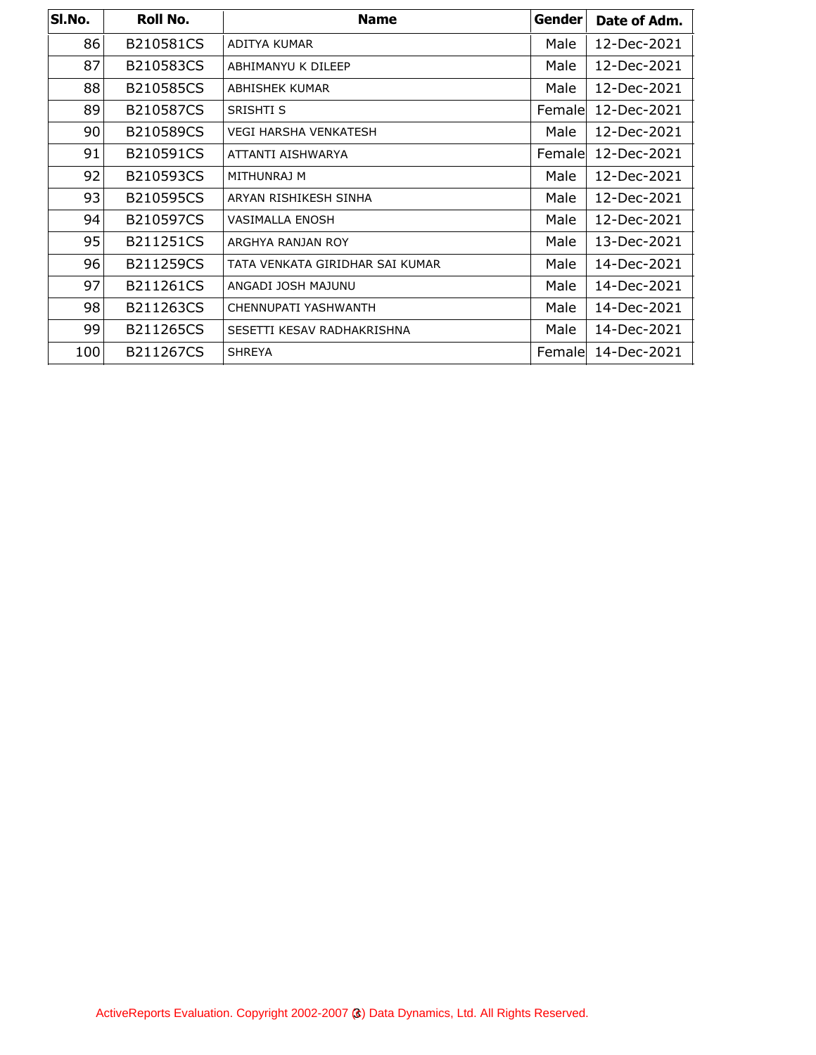| Sl.No. | Roll No. | Name | Gender | Date of Adm. |
|---|---|---|---|---|
| 86 | B210581CS | ADITYA KUMAR | Male | 12-Dec-2021 |
| 87 | B210583CS | ABHIMANYU K DILEEP | Male | 12-Dec-2021 |
| 88 | B210585CS | ABHISHEK KUMAR | Male | 12-Dec-2021 |
| 89 | B210587CS | SRISHTI S | Female | 12-Dec-2021 |
| 90 | B210589CS | VEGI HARSHA VENKATESH | Male | 12-Dec-2021 |
| 91 | B210591CS | ATTANTI AISHWARYA | Female | 12-Dec-2021 |
| 92 | B210593CS | MITHUNRAJ M | Male | 12-Dec-2021 |
| 93 | B210595CS | ARYAN RISHIKESH SINHA | Male | 12-Dec-2021 |
| 94 | B210597CS | VASIMALLA ENOSH | Male | 12-Dec-2021 |
| 95 | B211251CS | ARGHYA RANJAN ROY | Male | 13-Dec-2021 |
| 96 | B211259CS | TATA VENKATA GIRIDHAR SAI KUMAR | Male | 14-Dec-2021 |
| 97 | B211261CS | ANGADI JOSH MAJUNU | Male | 14-Dec-2021 |
| 98 | B211263CS | CHENNUPATI YASHWANTH | Male | 14-Dec-2021 |
| 99 | B211265CS | SESETTI KESAV RADHAKRISHNA | Male | 14-Dec-2021 |
| 100 | B211267CS | SHREYA | Female | 14-Dec-2021 |

ActiveReports Evaluation. Copyright 2002-2007 (c) Data Dynamics, Ltd. All Rights Reserved.